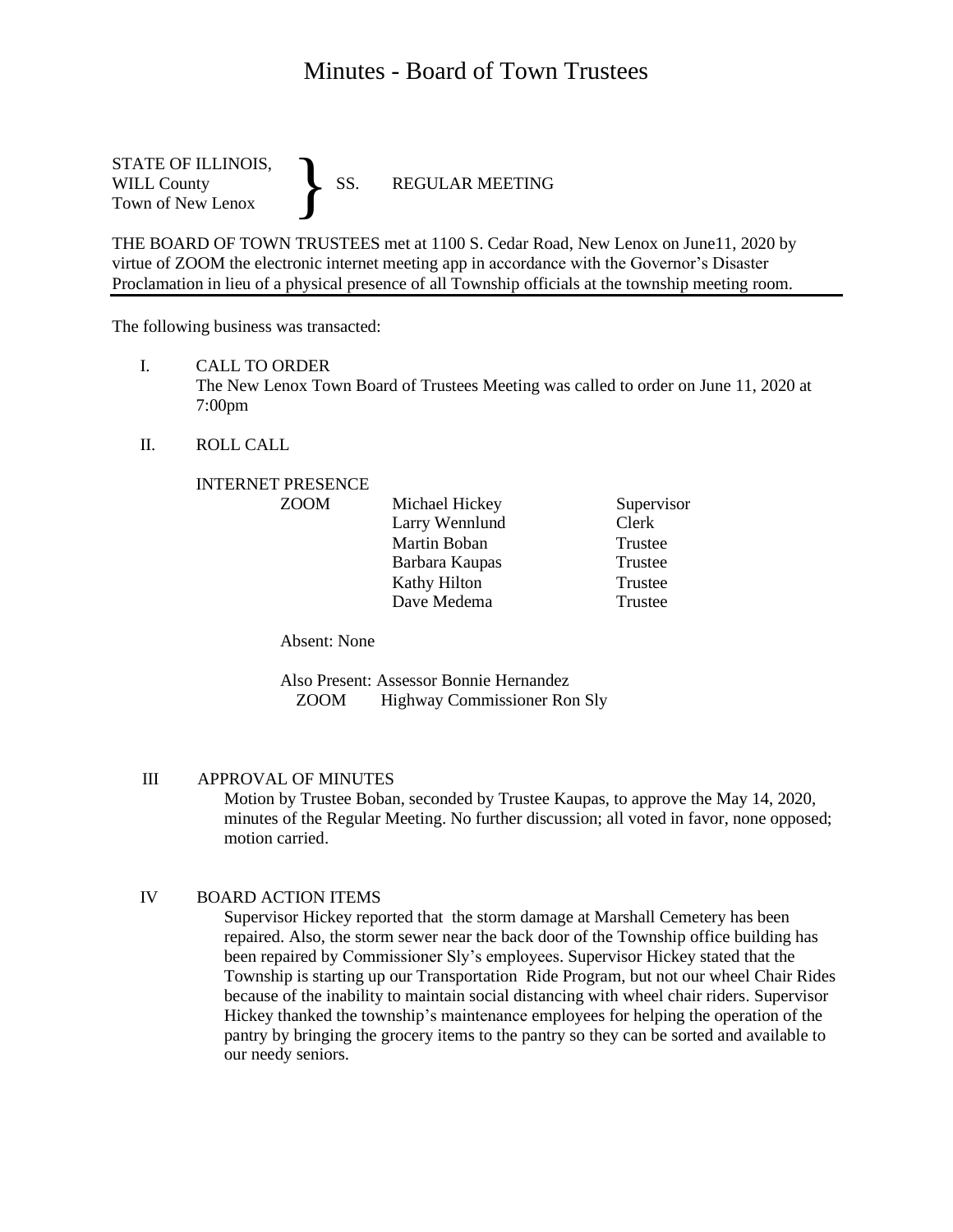# Minutes - Board of Town Trustees

STATE OF ILLINOIS,
WILL County
Town of New Lenox } SS. REGULAR MEETING

THE BOARD OF TOWN TRUSTEES met at 1100 S. Cedar Road, New Lenox on June11, 2020 by virtue of ZOOM the electronic internet meeting app in accordance with the Governor's Disaster Proclamation in lieu of a physical presence of all Township officials at the township meeting room.

---

The following business was transacted:

I. CALL TO ORDER
The New Lenox Town Board of Trustees Meeting was called to order on June 11, 2020 at 7:00pm

II. ROLL CALL

INTERNET PRESENCE

| | | |
|---|---|---|
| ZOOM | Michael Hickey | Supervisor |
| | Larry Wennlund | Clerk |
| | Martin Boban | Trustee |
| | Barbara Kaupas | Trustee |
| | Kathy Hilton | Trustee |
| | Dave Medema | Trustee |

Absent: None

Also Present: Assessor Bonnie Hernandez
ZOOM Highway Commissioner Ron Sly

III APPROVAL OF MINUTES
Motion by Trustee Boban, seconded by Trustee Kaupas, to approve the May 14, 2020, minutes of the Regular Meeting. No further discussion; all voted in favor, none opposed; motion carried.

IV BOARD ACTION ITEMS
Supervisor Hickey reported that the storm damage at Marshall Cemetery has been repaired. Also, the storm sewer near the back door of the Township office building has been repaired by Commissioner Sly's employees. Supervisor Hickey stated that the Township is starting up our Transportation Ride Program, but not our wheel Chair Rides because of the inability to maintain social distancing with wheel chair riders. Supervisor Hickey thanked the township's maintenance employees for helping the operation of the pantry by bringing the grocery items to the pantry so they can be sorted and available to our needy seniors.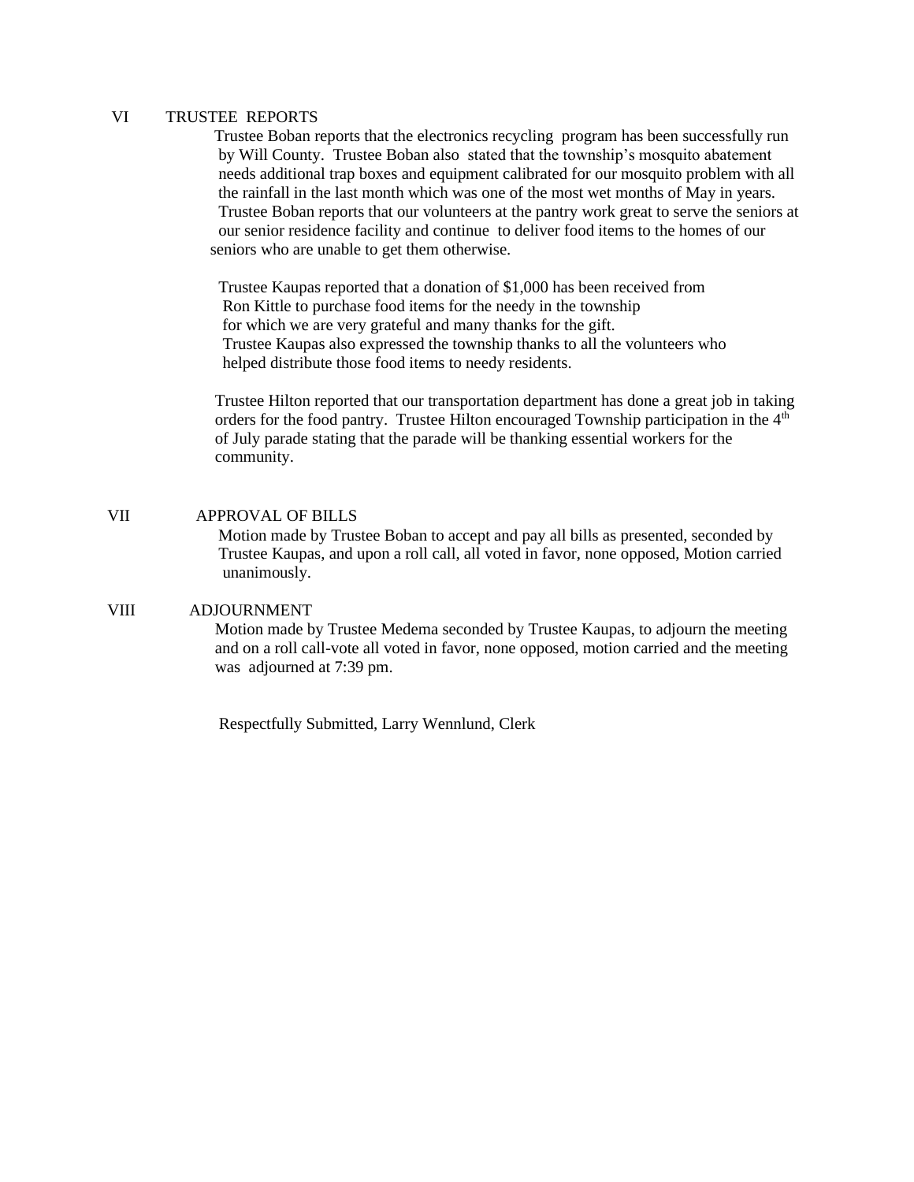## VI TRUSTEE REPORTS

Trustee Boban reports that the electronics recycling program has been successfully run by Will County. Trustee Boban also stated that the township's mosquito abatement needs additional trap boxes and equipment calibrated for our mosquito problem with all the rainfall in the last month which was one of the most wet months of May in years. Trustee Boban reports that our volunteers at the pantry work great to serve the seniors at our senior residence facility and continue to deliver food items to the homes of our seniors who are unable to get them otherwise.

Trustee Kaupas reported that a donation of $1,000 has been received from Ron Kittle to purchase food items for the needy in the township for which we are very grateful and many thanks for the gift. Trustee Kaupas also expressed the township thanks to all the volunteers who helped distribute those food items to needy residents.

Trustee Hilton reported that our transportation department has done a great job in taking orders for the food pantry. Trustee Hilton encouraged Township participation in the 4th of July parade stating that the parade will be thanking essential workers for the community.

## VII APPROVAL OF BILLS

Motion made by Trustee Boban to accept and pay all bills as presented, seconded by Trustee Kaupas, and upon a roll call, all voted in favor, none opposed, Motion carried unanimously.

## VIII ADJOURNMENT

Motion made by Trustee Medema seconded by Trustee Kaupas, to adjourn the meeting and on a roll call-vote all voted in favor, none opposed, motion carried and the meeting was adjourned at 7:39 pm.

Respectfully Submitted, Larry Wennlund, Clerk